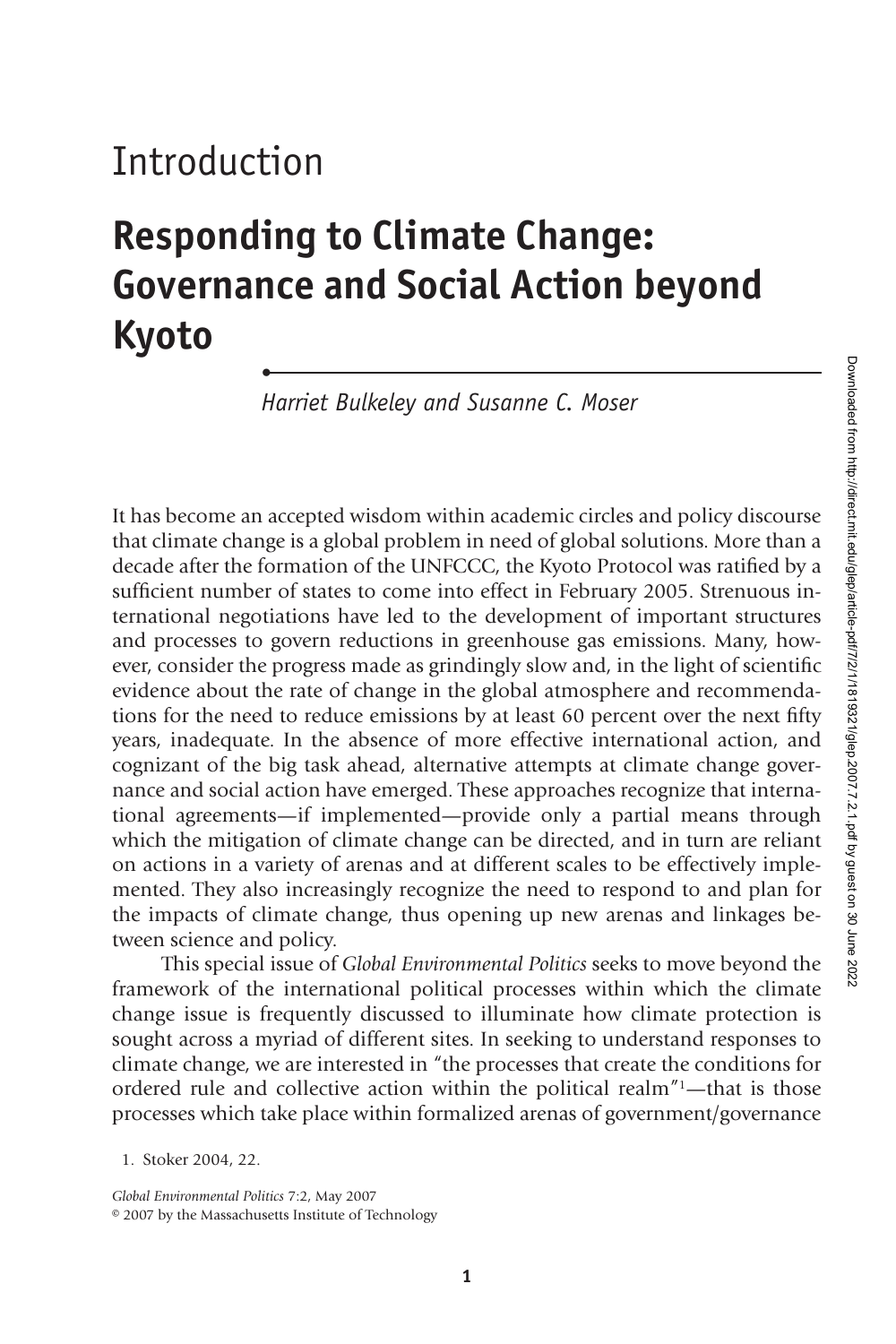# Introduction

# Responding to Climate Change: Governance and Social Action beyond Kyoto

*Harriet Bulkeley and Susanne C. Moser*

It has become an accepted wisdom within academic circles and policy discourse that climate change is a global problem in need of global solutions. More than a decade after the formation of the UNFCCC, the Kyoto Protocol was ratified by a sufficient number of states to come into effect in February 2005. Strenuous international negotiations have led to the development of important structures and processes to govern reductions in greenhouse gas emissions. Many, however, consider the progress made as grindingly slow and, in the light of scientific evidence about the rate of change in the global atmosphere and recommendations for the need to reduce emissions by at least 60 percent over the next fifty years, inadequate. In the absence of more effective international action, and cognizant of the big task ahead, alternative attempts at climate change governance and social action have emerged. These approaches recognize that international agreements—if implemented—provide only a partial means through which the mitigation of climate change can be directed, and in turn are reliant on actions in a variety of arenas and at different scales to be effectively implemented. They also increasingly recognize the need to respond to and plan for the impacts of climate change, thus opening up new arenas and linkages between science and policy.

This special issue of *Global Environmental Politics* seeks to move beyond the framework of the international political processes within which the climate change issue is frequently discussed to illuminate how climate protection is sought across a myriad of different sites. In seeking to understand responses to climate change, we are interested in "the processes that create the conditions for ordered rule and collective action within the political realm"[1]—that is those processes which take place within formalized arenas of government/governance

1. Stoker 2004, 22.

*Global Environmental Politics* 7:2, May 2007
© 2007 by the Massachusetts Institute of Technology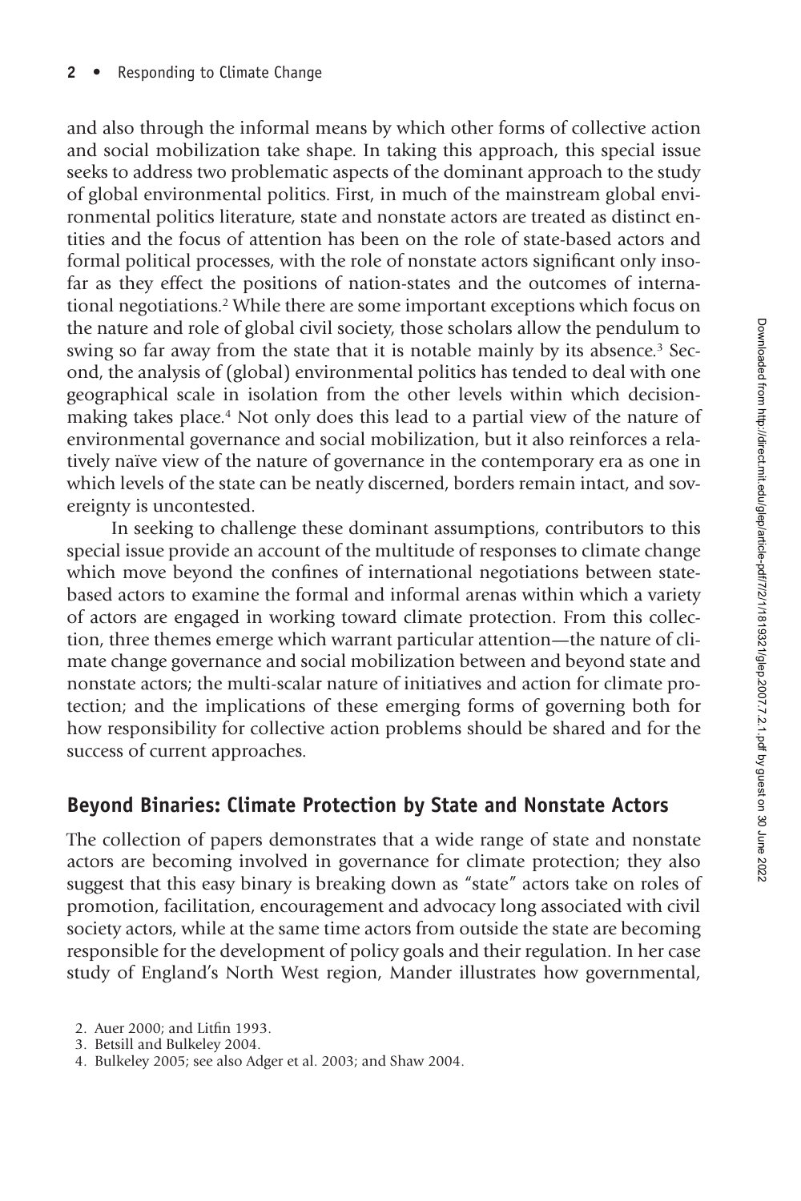and also through the informal means by which other forms of collective action and social mobilization take shape. In taking this approach, this special issue seeks to address two problematic aspects of the dominant approach to the study of global environmental politics. First, in much of the mainstream global environmental politics literature, state and nonstate actors are treated as distinct entities and the focus of attention has been on the role of state-based actors and formal political processes, with the role of nonstate actors significant only insofar as they effect the positions of nation-states and the outcomes of international negotiations.[2] While there are some important exceptions which focus on the nature and role of global civil society, those scholars allow the pendulum to swing so far away from the state that it is notable mainly by its absence.[3] Second, the analysis of (global) environmental politics has tended to deal with one geographical scale in isolation from the other levels within which decision-making takes place.[4] Not only does this lead to a partial view of the nature of environmental governance and social mobilization, but it also reinforces a relatively naïve view of the nature of governance in the contemporary era as one in which levels of the state can be neatly discerned, borders remain intact, and sovereignty is uncontested.

In seeking to challenge these dominant assumptions, contributors to this special issue provide an account of the multitude of responses to climate change which move beyond the confines of international negotiations between state-based actors to examine the formal and informal arenas within which a variety of actors are engaged in working toward climate protection. From this collection, three themes emerge which warrant particular attention—the nature of climate change governance and social mobilization between and beyond state and nonstate actors; the multi-scalar nature of initiatives and action for climate protection; and the implications of these emerging forms of governing both for how responsibility for collective action problems should be shared and for the success of current approaches.

## Beyond Binaries: Climate Protection by State and Nonstate Actors

The collection of papers demonstrates that a wide range of state and nonstate actors are becoming involved in governance for climate protection; they also suggest that this easy binary is breaking down as "state" actors take on roles of promotion, facilitation, encouragement and advocacy long associated with civil society actors, while at the same time actors from outside the state are becoming responsible for the development of policy goals and their regulation. In her case study of England's North West region, Mander illustrates how governmental,

2. Auer 2000; and Litfin 1993.
3. Betsill and Bulkeley 2004.
4. Bulkeley 2005; see also Adger et al. 2003; and Shaw 2004.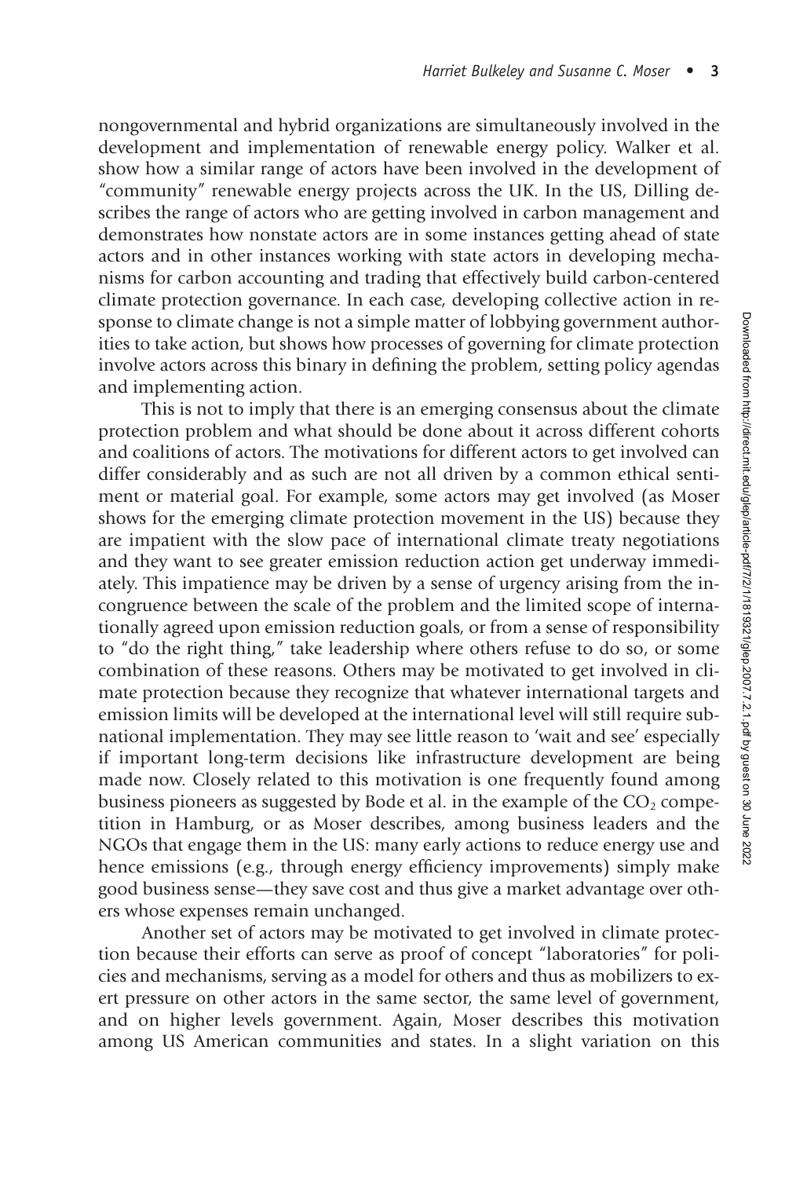nongovernmental and hybrid organizations are simultaneously involved in the development and implementation of renewable energy policy. Walker et al. show how a similar range of actors have been involved in the development of "community" renewable energy projects across the UK. In the US, Dilling describes the range of actors who are getting involved in carbon management and demonstrates how nonstate actors are in some instances getting ahead of state actors and in other instances working with state actors in developing mechanisms for carbon accounting and trading that effectively build carbon-centered climate protection governance. In each case, developing collective action in response to climate change is not a simple matter of lobbying government authorities to take action, but shows how processes of governing for climate protection involve actors across this binary in defining the problem, setting policy agendas and implementing action.

This is not to imply that there is an emerging consensus about the climate protection problem and what should be done about it across different cohorts and coalitions of actors. The motivations for different actors to get involved can differ considerably and as such are not all driven by a common ethical sentiment or material goal. For example, some actors may get involved (as Moser shows for the emerging climate protection movement in the US) because they are impatient with the slow pace of international climate treaty negotiations and they want to see greater emission reduction action get underway immediately. This impatience may be driven by a sense of urgency arising from the incongruence between the scale of the problem and the limited scope of internationally agreed upon emission reduction goals, or from a sense of responsibility to "do the right thing," take leadership where others refuse to do so, or some combination of these reasons. Others may be motivated to get involved in climate protection because they recognize that whatever international targets and emission limits will be developed at the international level will still require subnational implementation. They may see little reason to 'wait and see' especially if important long-term decisions like infrastructure development are being made now. Closely related to this motivation is one frequently found among business pioneers as suggested by Bode et al. in the example of the $CO_2$ competition in Hamburg, or as Moser describes, among business leaders and the NGOs that engage them in the US: many early actions to reduce energy use and hence emissions (e.g., through energy efficiency improvements) simply make good business sense—they save cost and thus give a market advantage over others whose expenses remain unchanged.

Another set of actors may be motivated to get involved in climate protection because their efforts can serve as proof of concept "laboratories" for policies and mechanisms, serving as a model for others and thus as mobilizers to exert pressure on other actors in the same sector, the same level of government, and on higher levels government. Again, Moser describes this motivation among US American communities and states. In a slight variation on this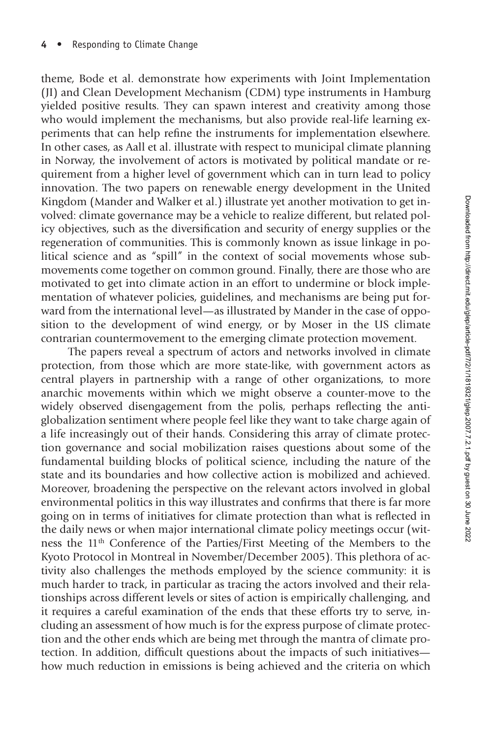theme, Bode et al. demonstrate how experiments with Joint Implementation (JI) and Clean Development Mechanism (CDM) type instruments in Hamburg yielded positive results. They can spawn interest and creativity among those who would implement the mechanisms, but also provide real-life learning experiments that can help refine the instruments for implementation elsewhere. In other cases, as Aall et al. illustrate with respect to municipal climate planning in Norway, the involvement of actors is motivated by political mandate or requirement from a higher level of government which can in turn lead to policy innovation. The two papers on renewable energy development in the United Kingdom (Mander and Walker et al.) illustrate yet another motivation to get involved: climate governance may be a vehicle to realize different, but related policy objectives, such as the diversification and security of energy supplies or the regeneration of communities. This is commonly known as issue linkage in political science and as "spill" in the context of social movements whose submovements come together on common ground. Finally, there are those who are motivated to get into climate action in an effort to undermine or block implementation of whatever policies, guidelines, and mechanisms are being put forward from the international level—as illustrated by Mander in the case of opposition to the development of wind energy, or by Moser in the US climate contrarian countermovement to the emerging climate protection movement.

The papers reveal a spectrum of actors and networks involved in climate protection, from those which are more state-like, with government actors as central players in partnership with a range of other organizations, to more anarchic movements within which we might observe a counter-move to the widely observed disengagement from the polis, perhaps reflecting the anti-globalization sentiment where people feel like they want to take charge again of a life increasingly out of their hands. Considering this array of climate protection governance and social mobilization raises questions about some of the fundamental building blocks of political science, including the nature of the state and its boundaries and how collective action is mobilized and achieved. Moreover, broadening the perspective on the relevant actors involved in global environmental politics in this way illustrates and confirms that there is far more going on in terms of initiatives for climate protection than what is reflected in the daily news or when major international climate policy meetings occur (witness the 11th Conference of the Parties/First Meeting of the Members to the Kyoto Protocol in Montreal in November/December 2005). This plethora of activity also challenges the methods employed by the science community: it is much harder to track, in particular as tracing the actors involved and their relationships across different levels or sites of action is empirically challenging, and it requires a careful examination of the ends that these efforts try to serve, including an assessment of how much is for the express purpose of climate protection and the other ends which are being met through the mantra of climate protection. In addition, difficult questions about the impacts of such initiatives—how much reduction in emissions is being achieved and the criteria on which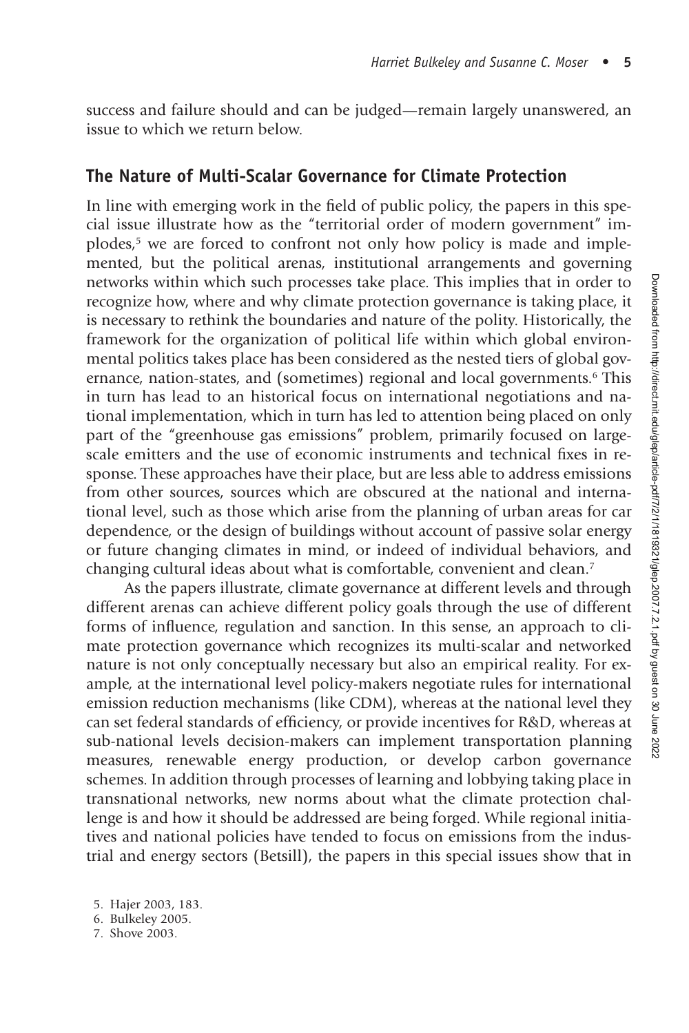success and failure should and can be judged—remain largely unanswered, an issue to which we return below.

## The Nature of Multi-Scalar Governance for Climate Protection

In line with emerging work in the field of public policy, the papers in this special issue illustrate how as the "territorial order of modern government" implodes,[5] we are forced to confront not only how policy is made and implemented, but the political arenas, institutional arrangements and governing networks within which such processes take place. This implies that in order to recognize how, where and why climate protection governance is taking place, it is necessary to rethink the boundaries and nature of the polity. Historically, the framework for the organization of political life within which global environmental politics takes place has been considered as the nested tiers of global governance, nation-states, and (sometimes) regional and local governments.[6] This in turn has lead to an historical focus on international negotiations and national implementation, which in turn has led to attention being placed on only part of the "greenhouse gas emissions" problem, primarily focused on large-scale emitters and the use of economic instruments and technical fixes in response. These approaches have their place, but are less able to address emissions from other sources, sources which are obscured at the national and international level, such as those which arise from the planning of urban areas for car dependence, or the design of buildings without account of passive solar energy or future changing climates in mind, or indeed of individual behaviors, and changing cultural ideas about what is comfortable, convenient and clean.[7]

As the papers illustrate, climate governance at different levels and through different arenas can achieve different policy goals through the use of different forms of influence, regulation and sanction. In this sense, an approach to climate protection governance which recognizes its multi-scalar and networked nature is not only conceptually necessary but also an empirical reality. For example, at the international level policy-makers negotiate rules for international emission reduction mechanisms (like CDM), whereas at the national level they can set federal standards of efficiency, or provide incentives for R&D, whereas at sub-national levels decision-makers can implement transportation planning measures, renewable energy production, or develop carbon governance schemes. In addition through processes of learning and lobbying taking place in transnational networks, new norms about what the climate protection challenge is and how it should be addressed are being forged. While regional initiatives and national policies have tended to focus on emissions from the industrial and energy sectors (Betsill), the papers in this special issues show that in

5. Hajer 2003, 183.
6. Bulkeley 2005.
7. Shove 2003.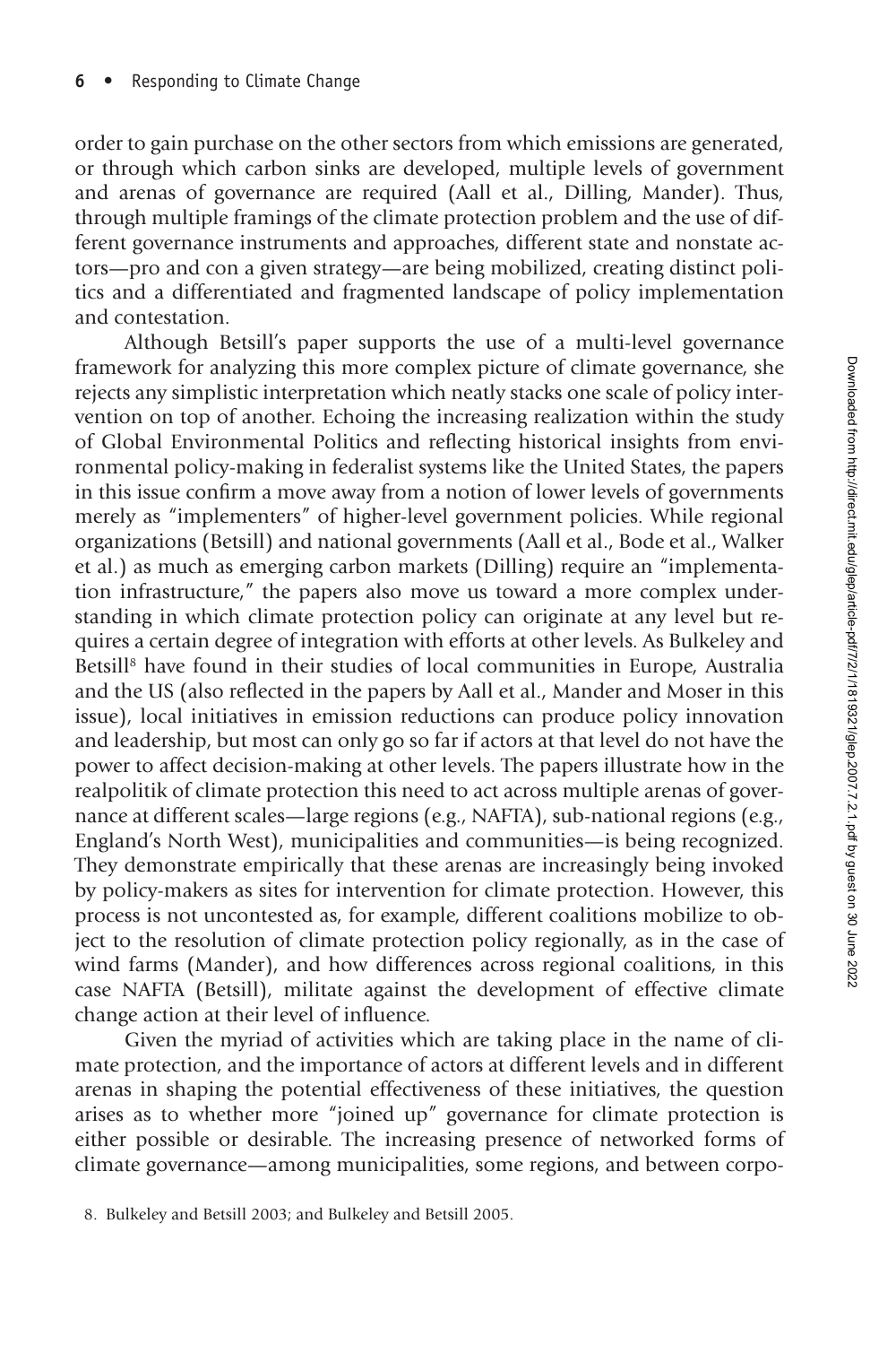order to gain purchase on the other sectors from which emissions are generated, or through which carbon sinks are developed, multiple levels of government and arenas of governance are required (Aall et al., Dilling, Mander). Thus, through multiple framings of the climate protection problem and the use of different governance instruments and approaches, different state and nonstate actors—pro and con a given strategy—are being mobilized, creating distinct politics and a differentiated and fragmented landscape of policy implementation and contestation.

Although Betsill's paper supports the use of a multi-level governance framework for analyzing this more complex picture of climate governance, she rejects any simplistic interpretation which neatly stacks one scale of policy intervention on top of another. Echoing the increasing realization within the study of Global Environmental Politics and reflecting historical insights from environmental policy-making in federalist systems like the United States, the papers in this issue confirm a move away from a notion of lower levels of governments merely as "implementers" of higher-level government policies. While regional organizations (Betsill) and national governments (Aall et al., Bode et al., Walker et al.) as much as emerging carbon markets (Dilling) require an "implementation infrastructure," the papers also move us toward a more complex understanding in which climate protection policy can originate at any level but requires a certain degree of integration with efforts at other levels. As Bulkeley and Betsill[8] have found in their studies of local communities in Europe, Australia and the US (also reflected in the papers by Aall et al., Mander and Moser in this issue), local initiatives in emission reductions can produce policy innovation and leadership, but most can only go so far if actors at that level do not have the power to affect decision-making at other levels. The papers illustrate how in the realpolitik of climate protection this need to act across multiple arenas of governance at different scales—large regions (e.g., NAFTA), sub-national regions (e.g., England's North West), municipalities and communities—is being recognized. They demonstrate empirically that these arenas are increasingly being invoked by policy-makers as sites for intervention for climate protection. However, this process is not uncontested as, for example, different coalitions mobilize to object to the resolution of climate protection policy regionally, as in the case of wind farms (Mander), and how differences across regional coalitions, in this case NAFTA (Betsill), militate against the development of effective climate change action at their level of influence.

Given the myriad of activities which are taking place in the name of climate protection, and the importance of actors at different levels and in different arenas in shaping the potential effectiveness of these initiatives, the question arises as to whether more "joined up" governance for climate protection is either possible or desirable. The increasing presence of networked forms of climate governance—among municipalities, some regions, and between corpo-

8. Bulkeley and Betsill 2003; and Bulkeley and Betsill 2005.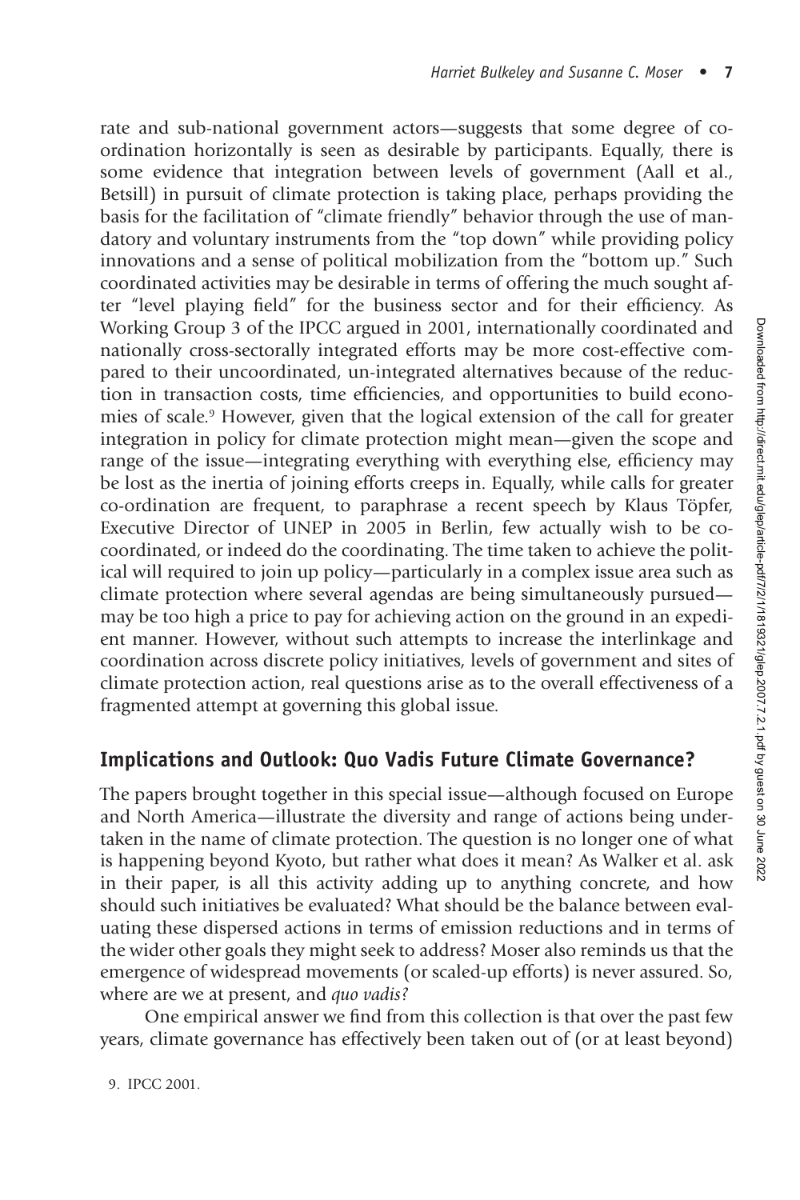rate and sub-national government actors—suggests that some degree of co-ordination horizontally is seen as desirable by participants. Equally, there is some evidence that integration between levels of government (Aall et al., Betsill) in pursuit of climate protection is taking place, perhaps providing the basis for the facilitation of "climate friendly" behavior through the use of mandatory and voluntary instruments from the "top down" while providing policy innovations and a sense of political mobilization from the "bottom up." Such coordinated activities may be desirable in terms of offering the much sought after "level playing field" for the business sector and for their efficiency. As Working Group 3 of the IPCC argued in 2001, internationally coordinated and nationally cross-sectorally integrated efforts may be more cost-effective compared to their uncoordinated, un-integrated alternatives because of the reduction in transaction costs, time efficiencies, and opportunities to build economies of scale.[9] However, given that the logical extension of the call for greater integration in policy for climate protection might mean—given the scope and range of the issue—integrating everything with everything else, efficiency may be lost as the inertia of joining efforts creeps in. Equally, while calls for greater co-ordination are frequent, to paraphrase a recent speech by Klaus Töpfer, Executive Director of UNEP in 2005 in Berlin, few actually wish to be co-coordinated, or indeed do the coordinating. The time taken to achieve the political will required to join up policy—particularly in a complex issue area such as climate protection where several agendas are being simultaneously pursued—may be too high a price to pay for achieving action on the ground in an expedient manner. However, without such attempts to increase the interlinkage and coordination across discrete policy initiatives, levels of government and sites of climate protection action, real questions arise as to the overall effectiveness of a fragmented attempt at governing this global issue.

## Implications and Outlook: Quo Vadis Future Climate Governance?

The papers brought together in this special issue—although focused on Europe and North America—illustrate the diversity and range of actions being undertaken in the name of climate protection. The question is no longer one of what is happening beyond Kyoto, but rather what does it mean? As Walker et al. ask in their paper, is all this activity adding up to anything concrete, and how should such initiatives be evaluated? What should be the balance between evaluating these dispersed actions in terms of emission reductions and in terms of the wider other goals they might seek to address? Moser also reminds us that the emergence of widespread movements (or scaled-up efforts) is never assured. So, where are we at present, and *quo vadis?*

One empirical answer we find from this collection is that over the past few years, climate governance has effectively been taken out of (or at least beyond)

9. IPCC 2001.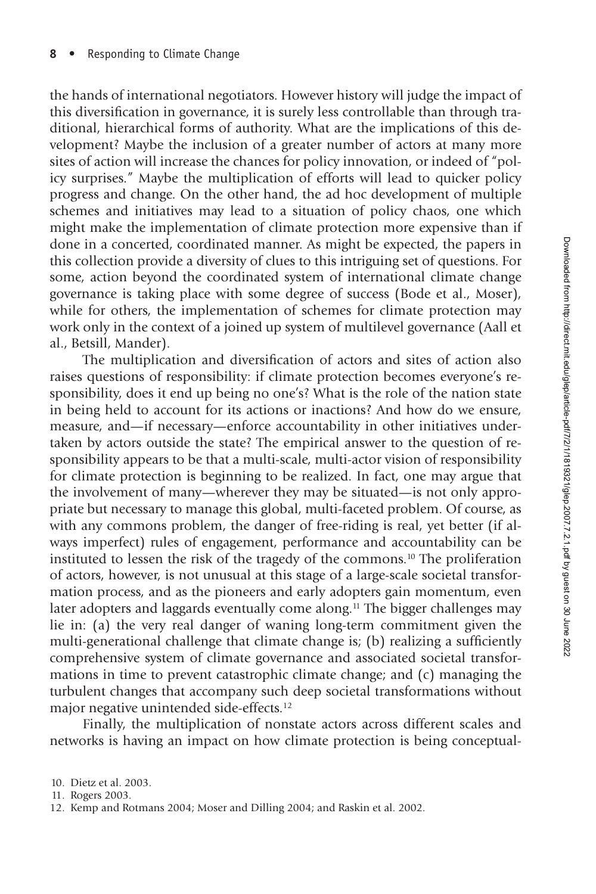the hands of international negotiators. However history will judge the impact of this diversification in governance, it is surely less controllable than through traditional, hierarchical forms of authority. What are the implications of this development? Maybe the inclusion of a greater number of actors at many more sites of action will increase the chances for policy innovation, or indeed of "policy surprises." Maybe the multiplication of efforts will lead to quicker policy progress and change. On the other hand, the ad hoc development of multiple schemes and initiatives may lead to a situation of policy chaos, one which might make the implementation of climate protection more expensive than if done in a concerted, coordinated manner. As might be expected, the papers in this collection provide a diversity of clues to this intriguing set of questions. For some, action beyond the coordinated system of international climate change governance is taking place with some degree of success (Bode et al., Moser), while for others, the implementation of schemes for climate protection may work only in the context of a joined up system of multilevel governance (Aall et al., Betsill, Mander).

The multiplication and diversification of actors and sites of action also raises questions of responsibility: if climate protection becomes everyone's responsibility, does it end up being no one's? What is the role of the nation state in being held to account for its actions or inactions? And how do we ensure, measure, and—if necessary—enforce accountability in other initiatives undertaken by actors outside the state? The empirical answer to the question of responsibility appears to be that a multi-scale, multi-actor vision of responsibility for climate protection is beginning to be realized. In fact, one may argue that the involvement of many—wherever they may be situated—is not only appropriate but necessary to manage this global, multi-faceted problem. Of course, as with any commons problem, the danger of free-riding is real, yet better (if always imperfect) rules of engagement, performance and accountability can be instituted to lessen the risk of the tragedy of the commons.[10] The proliferation of actors, however, is not unusual at this stage of a large-scale societal transformation process, and as the pioneers and early adopters gain momentum, even later adopters and laggards eventually come along.[11] The bigger challenges may lie in: (a) the very real danger of waning long-term commitment given the multi-generational challenge that climate change is; (b) realizing a sufficiently comprehensive system of climate governance and associated societal transformations in time to prevent catastrophic climate change; and (c) managing the turbulent changes that accompany such deep societal transformations without major negative unintended side-effects.[12]

Finally, the multiplication of nonstate actors across different scales and networks is having an impact on how climate protection is being conceptual-

10. Dietz et al. 2003.

11. Rogers 2003.

12. Kemp and Rotmans 2004; Moser and Dilling 2004; and Raskin et al. 2002.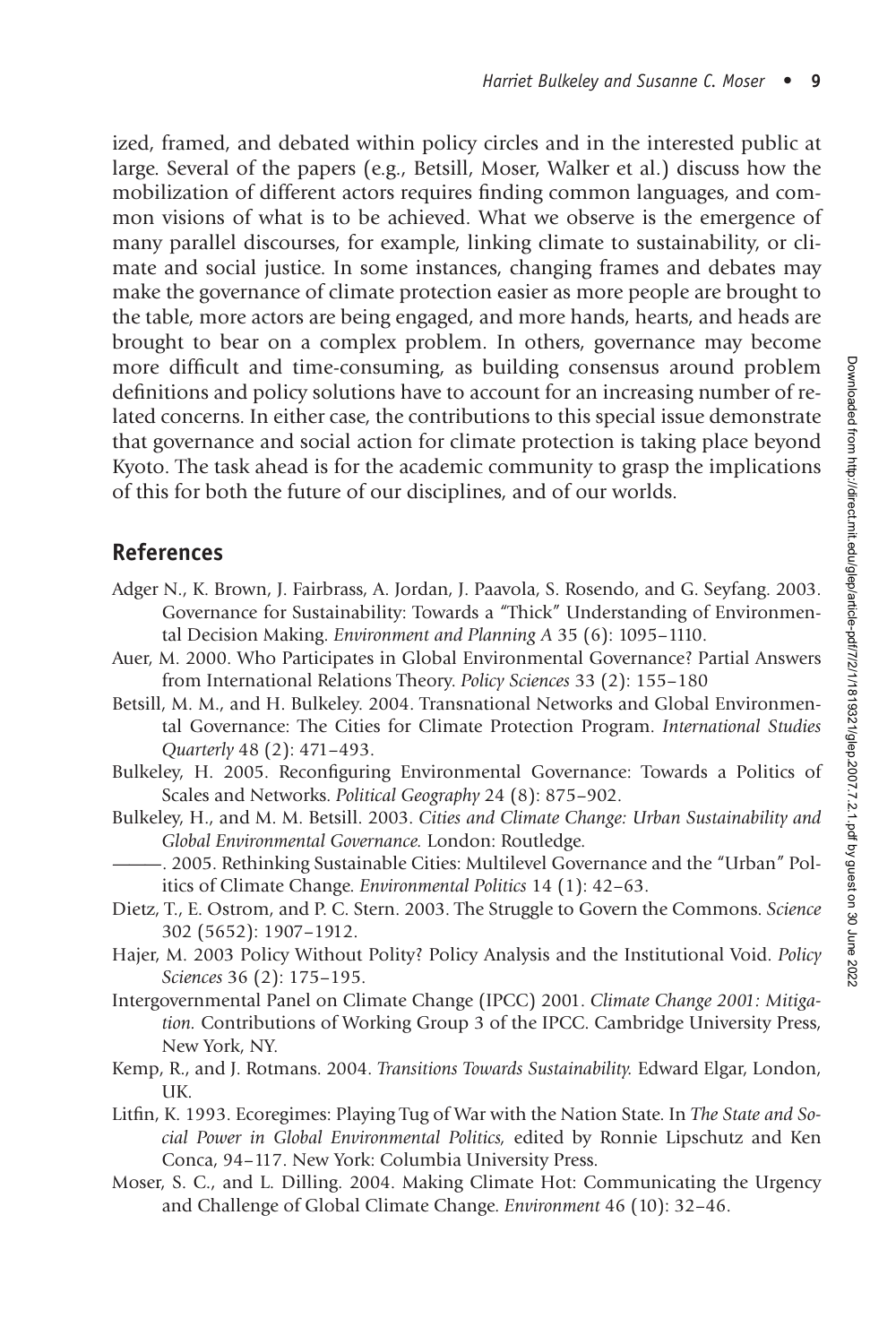ized, framed, and debated within policy circles and in the interested public at large. Several of the papers (e.g., Betsill, Moser, Walker et al.) discuss how the mobilization of different actors requires finding common languages, and common visions of what is to be achieved. What we observe is the emergence of many parallel discourses, for example, linking climate to sustainability, or climate and social justice. In some instances, changing frames and debates may make the governance of climate protection easier as more people are brought to the table, more actors are being engaged, and more hands, hearts, and heads are brought to bear on a complex problem. In others, governance may become more difficult and time-consuming, as building consensus around problem definitions and policy solutions have to account for an increasing number of related concerns. In either case, the contributions to this special issue demonstrate that governance and social action for climate protection is taking place beyond Kyoto. The task ahead is for the academic community to grasp the implications of this for both the future of our disciplines, and of our worlds.

## References

Adger N., K. Brown, J. Fairbrass, A. Jordan, J. Paavola, S. Rosendo, and G. Seyfang. 2003. Governance for Sustainability: Towards a "Thick" Understanding of Environmental Decision Making. *Environment and Planning A* 35 (6): 1095–1110.

Auer, M. 2000. Who Participates in Global Environmental Governance? Partial Answers from International Relations Theory. *Policy Sciences* 33 (2): 155–180

Betsill, M. M., and H. Bulkeley. 2004. Transnational Networks and Global Environmental Governance: The Cities for Climate Protection Program. *International Studies Quarterly* 48 (2): 471–493.

Bulkeley, H. 2005. Reconfiguring Environmental Governance: Towards a Politics of Scales and Networks. *Political Geography* 24 (8): 875–902.

Bulkeley, H., and M. M. Betsill. 2003. *Cities and Climate Change: Urban Sustainability and Global Environmental Governance.* London: Routledge.

———. 2005. Rethinking Sustainable Cities: Multilevel Governance and the "Urban" Politics of Climate Change. *Environmental Politics* 14 (1): 42–63.

Dietz, T., E. Ostrom, and P. C. Stern. 2003. The Struggle to Govern the Commons. *Science* 302 (5652): 1907–1912.

Hajer, M. 2003 Policy Without Polity? Policy Analysis and the Institutional Void. *Policy Sciences* 36 (2): 175–195.

Intergovernmental Panel on Climate Change (IPCC) 2001. *Climate Change 2001: Mitigation.* Contributions of Working Group 3 of the IPCC. Cambridge University Press, New York, NY.

Kemp, R., and J. Rotmans. 2004. *Transitions Towards Sustainability.* Edward Elgar, London, UK.

Litfin, K. 1993. Ecoregimes: Playing Tug of War with the Nation State. In *The State and Social Power in Global Environmental Politics,* edited by Ronnie Lipschutz and Ken Conca, 94–117. New York: Columbia University Press.

Moser, S. C., and L. Dilling. 2004. Making Climate Hot: Communicating the Urgency and Challenge of Global Climate Change. *Environment* 46 (10): 32–46.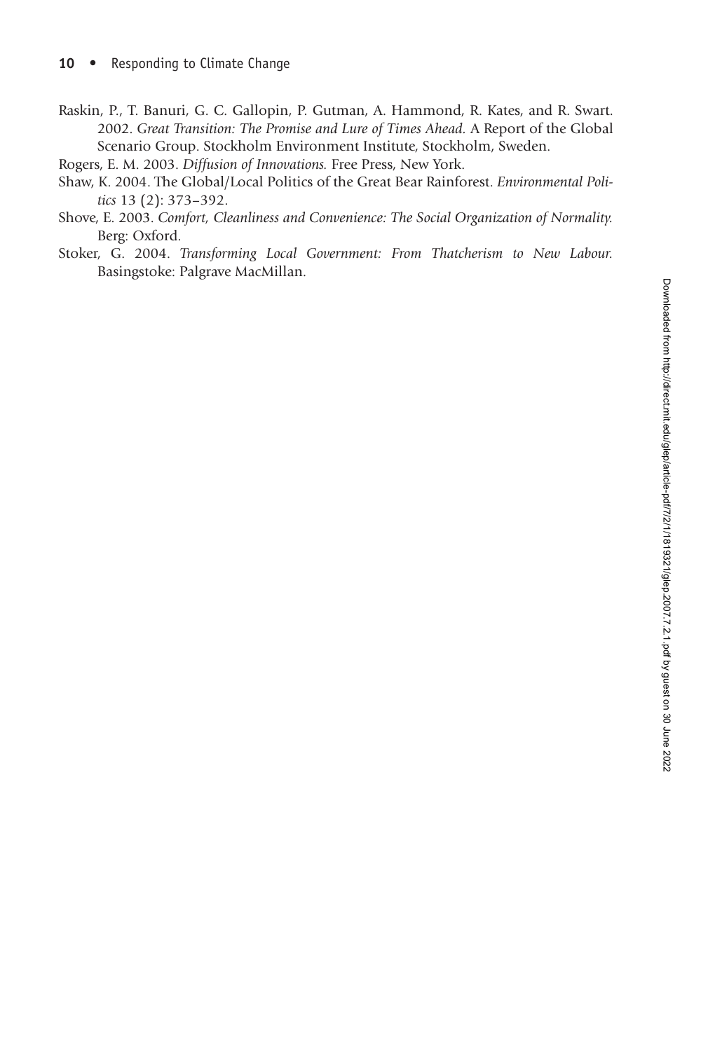Raskin, P., T. Banuri, G. C. Gallopin, P. Gutman, A. Hammond, R. Kates, and R. Swart. 2002. *Great Transition: The Promise and Lure of Times Ahead.* A Report of the Global Scenario Group. Stockholm Environment Institute, Stockholm, Sweden.

Rogers, E. M. 2003. *Diffusion of Innovations.* Free Press, New York.

Shaw, K. 2004. The Global/Local Politics of the Great Bear Rainforest. *Environmental Politics* 13 (2): 373–392.

Shove, E. 2003. *Comfort, Cleanliness and Convenience: The Social Organization of Normality.* Berg: Oxford.

Stoker, G. 2004. *Transforming Local Government: From Thatcherism to New Labour.* Basingstoke: Palgrave MacMillan.